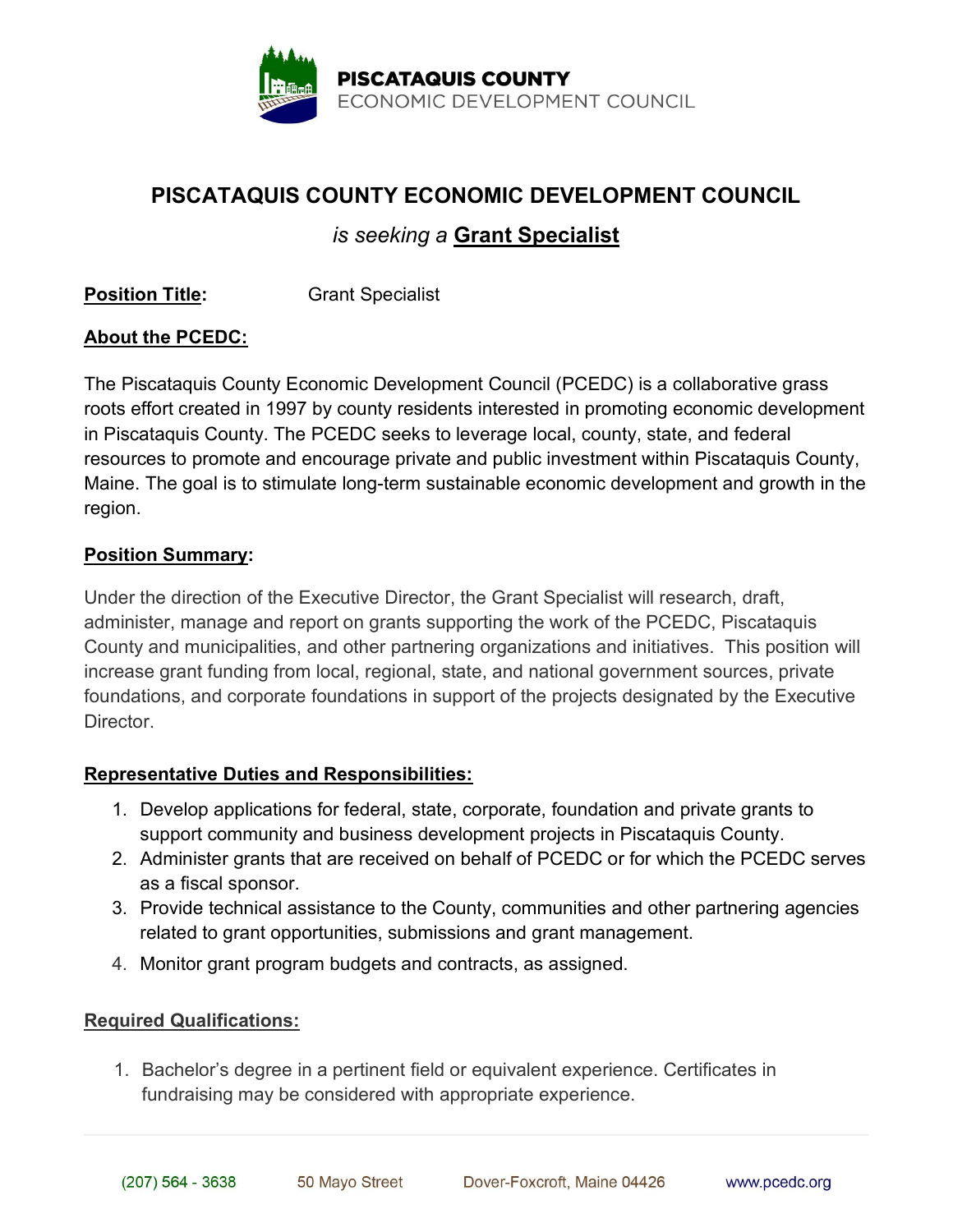**PISCATAQUIS COUNTY**
ECONOMIC DEVELOPMENT COUNCIL

# PISCATAQUIS COUNTY ECONOMIC DEVELOPMENT COUNCIL

*is seeking a* **Grant Specialist**

**Position Title:** Grant Specialist

**About the PCEDC:**

The Piscataquis County Economic Development Council (PCEDC) is a collaborative grass roots effort created in 1997 by county residents interested in promoting economic development in Piscataquis County. The PCEDC seeks to leverage local, county, state, and federal resources to promote and encourage private and public investment within Piscataquis County, Maine. The goal is to stimulate long-term sustainable economic development and growth in the region.

**Position Summary:**

Under the direction of the Executive Director, the Grant Specialist will research, draft, administer, manage and report on grants supporting the work of the PCEDC, Piscataquis County and municipalities, and other partnering organizations and initiatives. This position will increase grant funding from local, regional, state, and national government sources, private foundations, and corporate foundations in support of the projects designated by the Executive Director.

**Representative Duties and Responsibilities:**

1. Develop applications for federal, state, corporate, foundation and private grants to support community and business development projects in Piscataquis County.
2. Administer grants that are received on behalf of PCEDC or for which the PCEDC serves as a fiscal sponsor.
3. Provide technical assistance to the County, communities and other partnering agencies related to grant opportunities, submissions and grant management.
4. Monitor grant program budgets and contracts, as assigned.

**Required Qualifications:**

1. Bachelor's degree in a pertinent field or equivalent experience. Certificates in fundraising may be considered with appropriate experience.

(207) 564 - 3638 | 50 Mayo Street | Dover-Foxcroft, Maine 04426 | www.pcedc.org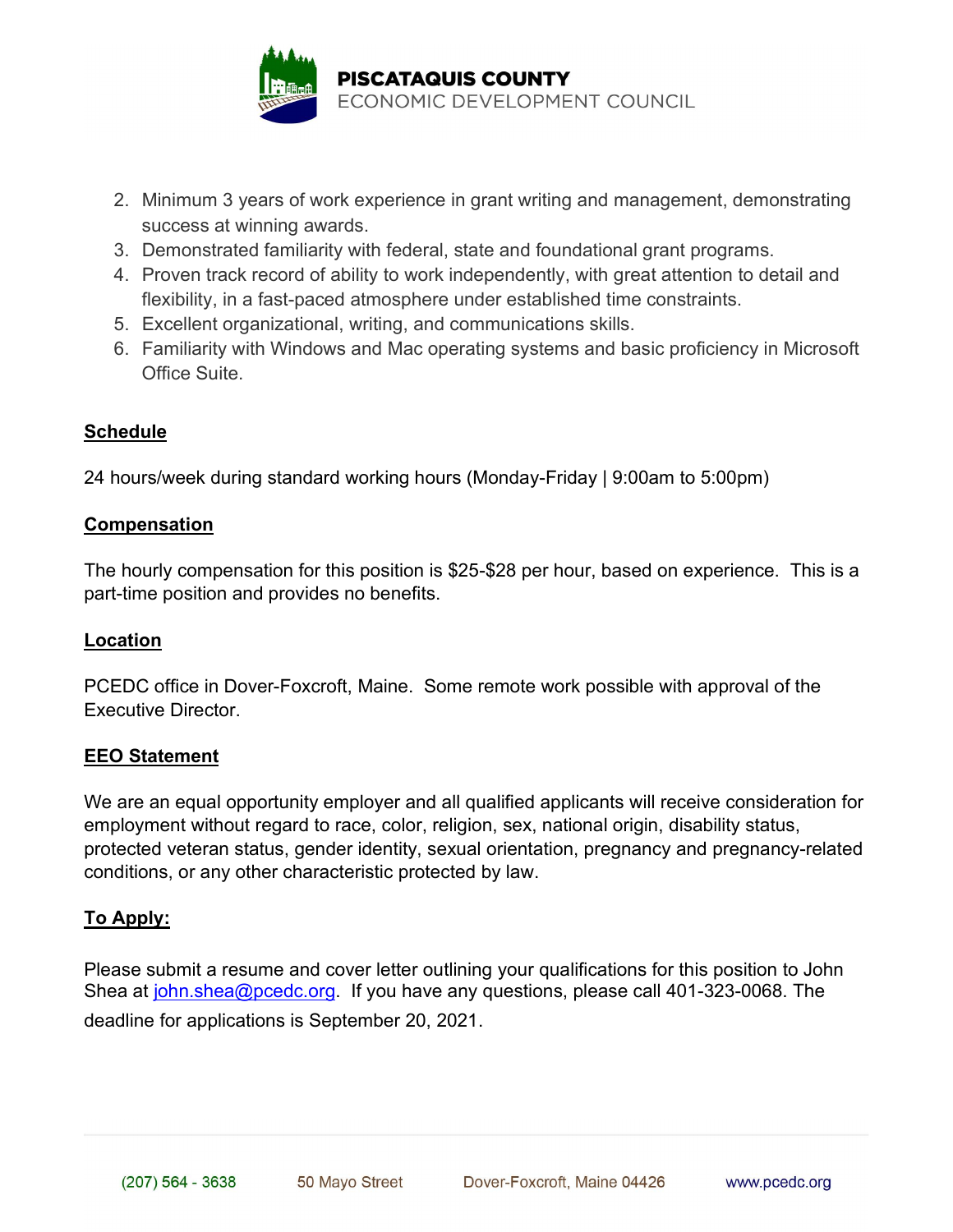2. Minimum 3 years of work experience in grant writing and management, demonstrating success at winning awards.
3. Demonstrated familiarity with federal, state and foundational grant programs.
4. Proven track record of ability to work independently, with great attention to detail and flexibility, in a fast-paced atmosphere under established time constraints.
5. Excellent organizational, writing, and communications skills.
6. Familiarity with Windows and Mac operating systems and basic proficiency in Microsoft Office Suite.

## Schedule

24 hours/week during standard working hours (Monday-Friday | 9:00am to 5:00pm)

## Compensation

The hourly compensation for this position is $25-$28 per hour, based on experience. This is a part-time position and provides no benefits.

## Location

PCEDC office in Dover-Foxcroft, Maine. Some remote work possible with approval of the Executive Director.

## EEO Statement

We are an equal opportunity employer and all qualified applicants will receive consideration for employment without regard to race, color, religion, sex, national origin, disability status, protected veteran status, gender identity, sexual orientation, pregnancy and pregnancy-related conditions, or any other characteristic protected by law.

## To Apply:

Please submit a resume and cover letter outlining your qualifications for this position to John Shea at john.shea@pcedc.org. If you have any questions, please call 401-323-0068. The deadline for applications is September 20, 2021.